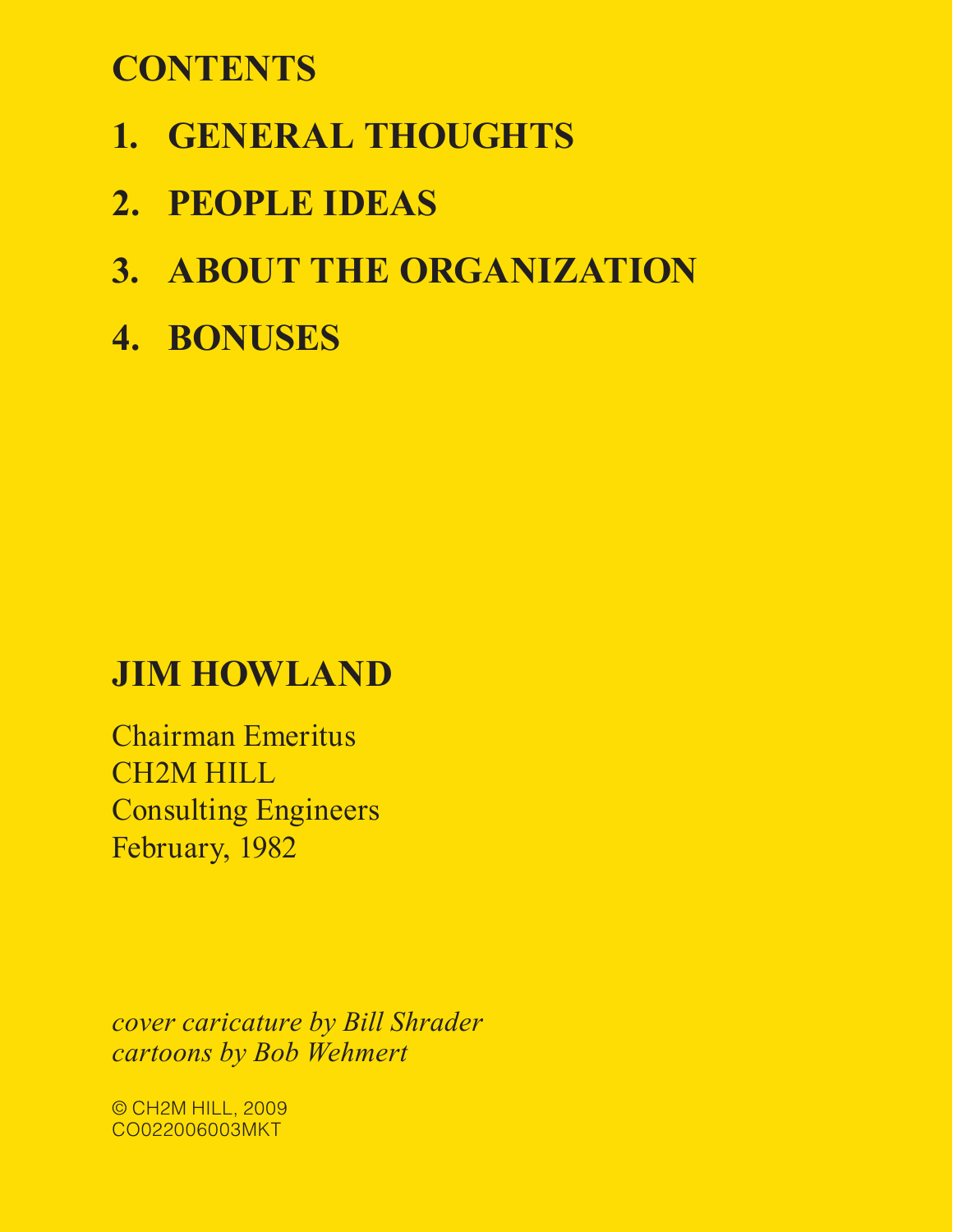# CONTENTS

1. **GENERAL THOUGHTS**
2. **PEOPLE IDEAS**
3. **ABOUT THE ORGANIZATION**
4. **BONUSES**

## JIM HOWLAND

Chairman Emeritus
CH2M HILL
Consulting Engineers
February, 1982

*cover caricature by Bill Shrader*
*cartoons by Bob Wehmert*

© CH2M HILL, 2009
CO022006003MKT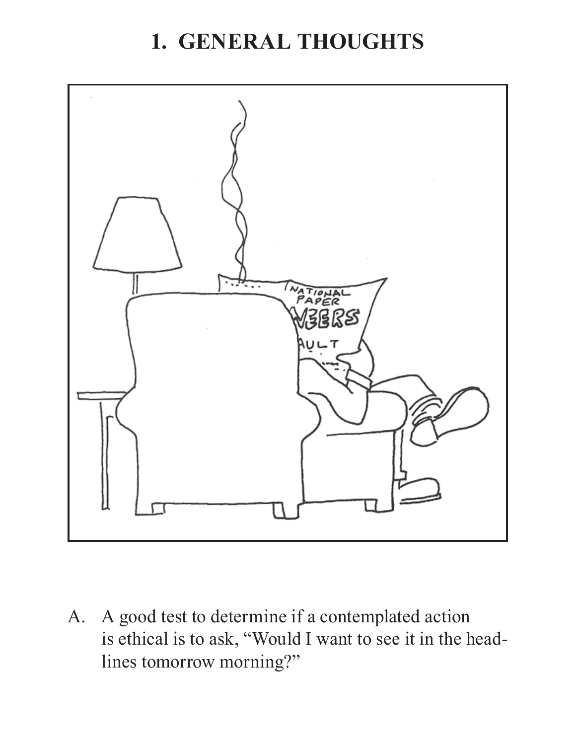# 1. GENERAL THOUGHTS

A. A good test to determine if a contemplated action is ethical is to ask, "Would I want to see it in the headlines tomorrow morning?"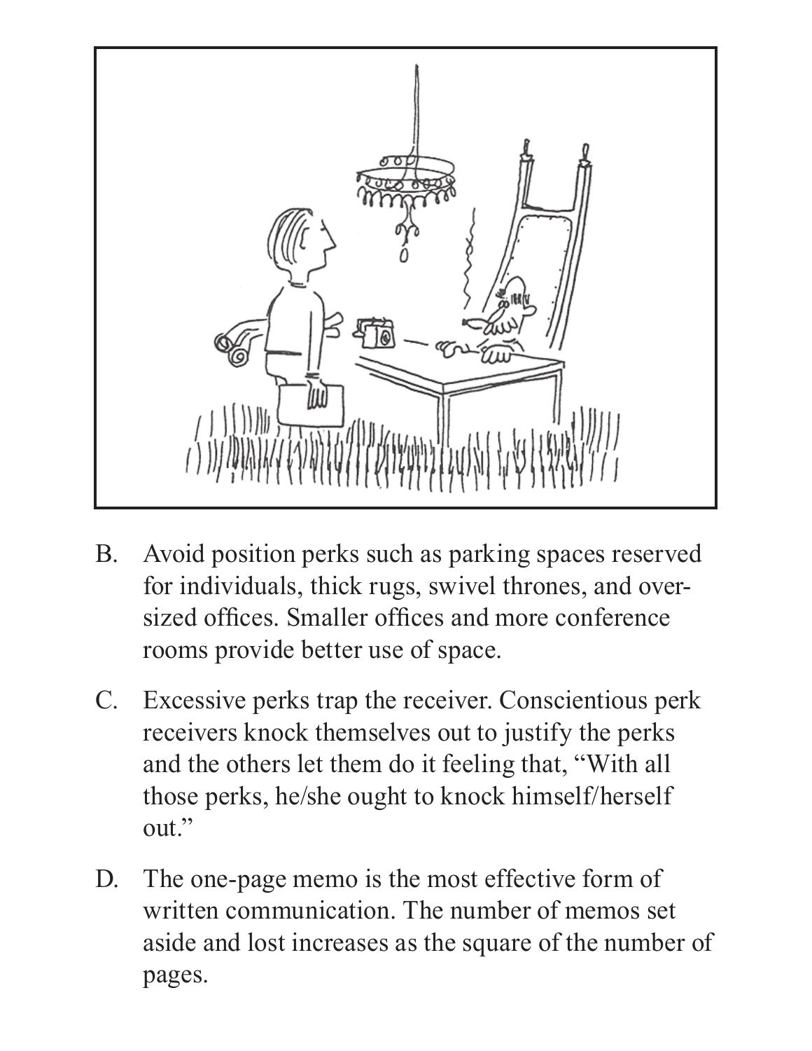B. Avoid position perks such as parking spaces reserved for individuals, thick rugs, swivel thrones, and oversized offices. Smaller offices and more conference rooms provide better use of space.

C. Excessive perks trap the receiver. Conscientious perk receivers knock themselves out to justify the perks and the others let them do it feeling that, "With all those perks, he/she ought to knock himself/herself out."

D. The one-page memo is the most effective form of written communication. The number of memos set aside and lost increases as the square of the number of pages.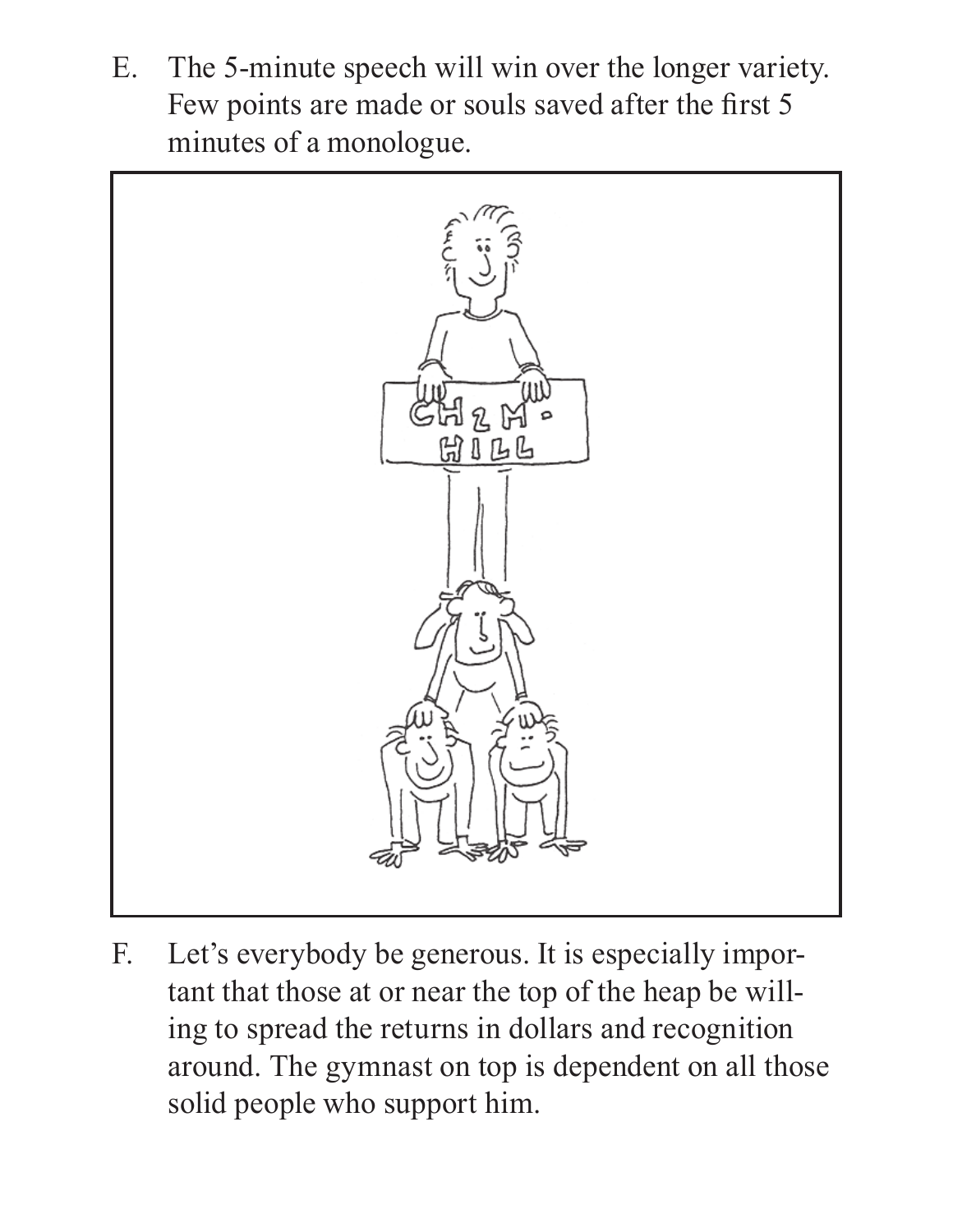E. The 5-minute speech will win over the longer variety. Few points are made or souls saved after the first 5 minutes of a monologue.

F. Let's everybody be generous. It is especially important that those at or near the top of the heap be willing to spread the returns in dollars and recognition around. The gymnast on top is dependent on all those solid people who support him.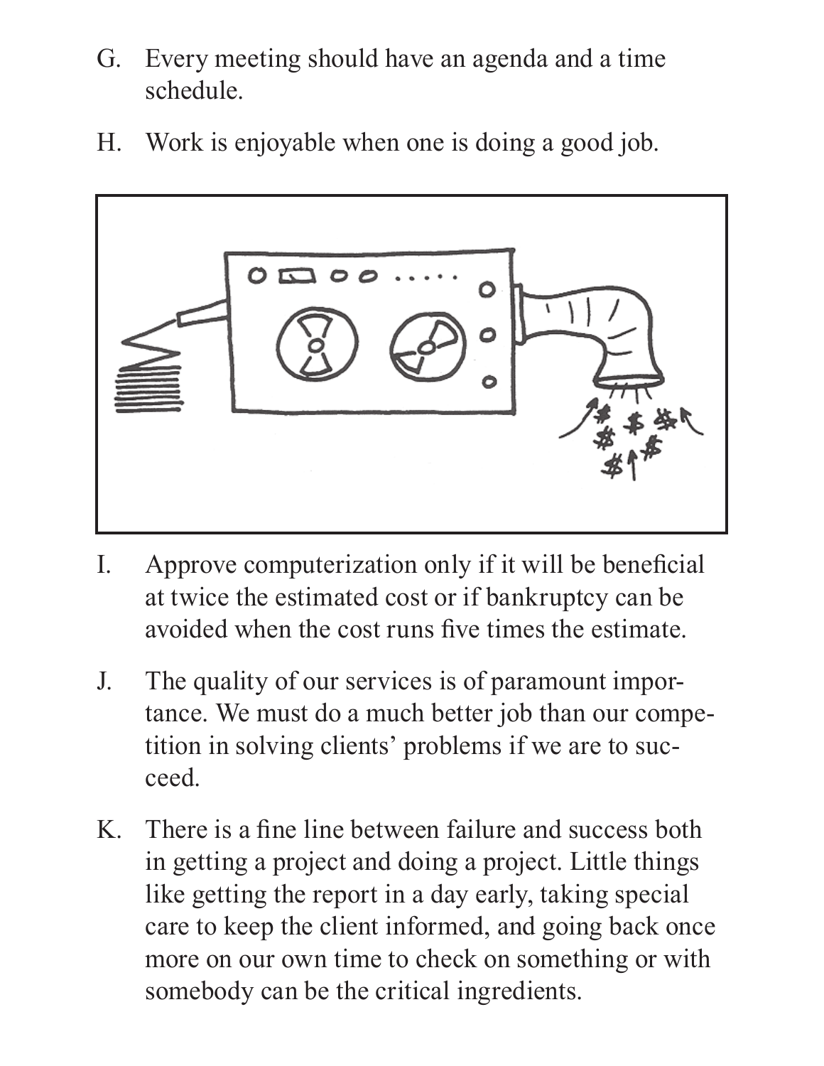G. Every meeting should have an agenda and a time schedule.

H. Work is enjoyable when one is doing a good job.

I. Approve computerization only if it will be beneficial at twice the estimated cost or if bankruptcy can be avoided when the cost runs five times the estimate.

J. The quality of our services is of paramount importance. We must do a much better job than our competition in solving clients' problems if we are to succeed.

K. There is a fine line between failure and success both in getting a project and doing a project. Little things like getting the report in a day early, taking special care to keep the client informed, and going back once more on our own time to check on something or with somebody can be the critical ingredients.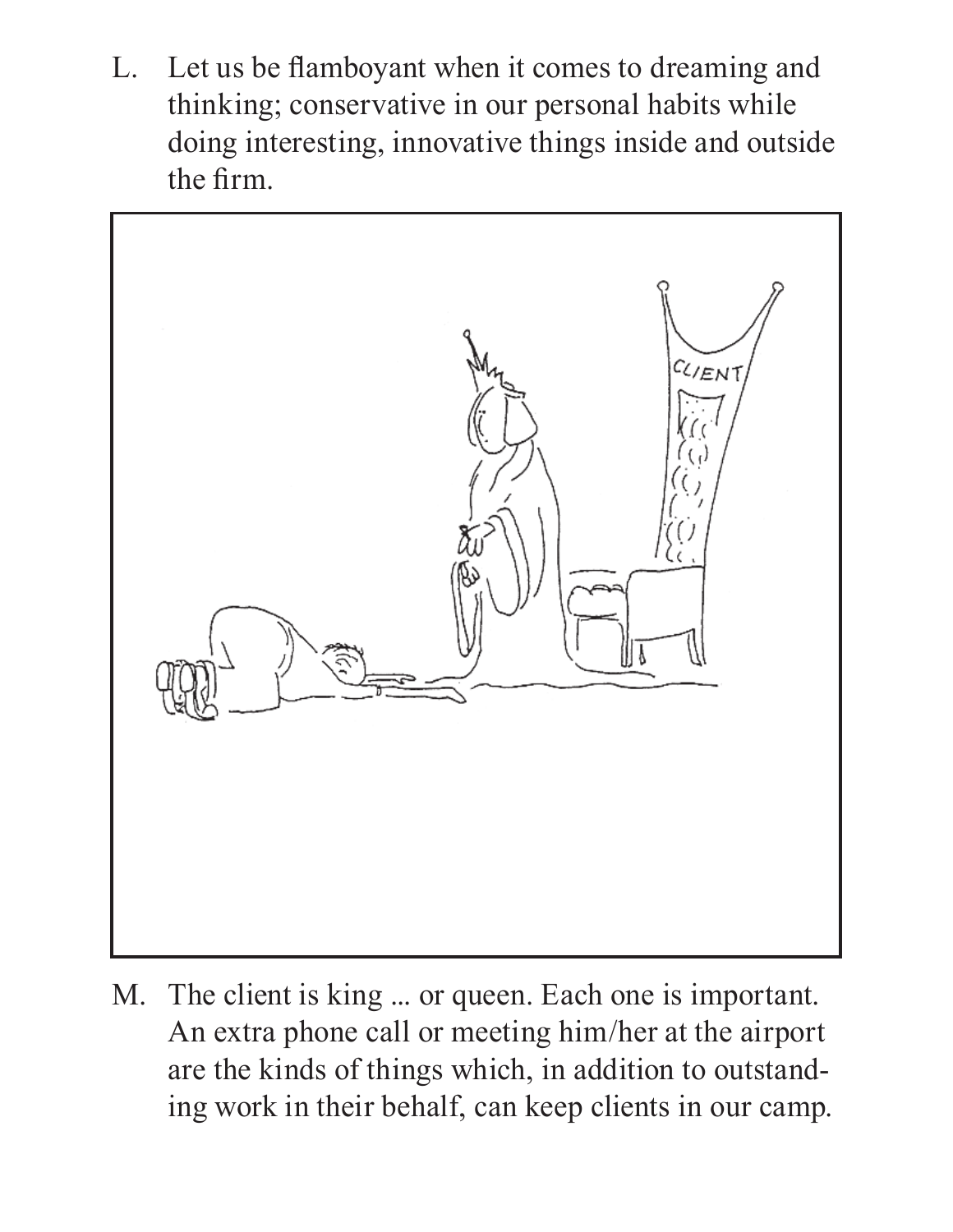L. Let us be flamboyant when it comes to dreaming and thinking; conservative in our personal habits while doing interesting, innovative things inside and outside the firm.

M. The client is king ... or queen. Each one is important. An extra phone call or meeting him/her at the airport are the kinds of things which, in addition to outstanding work in their behalf, can keep clients in our camp.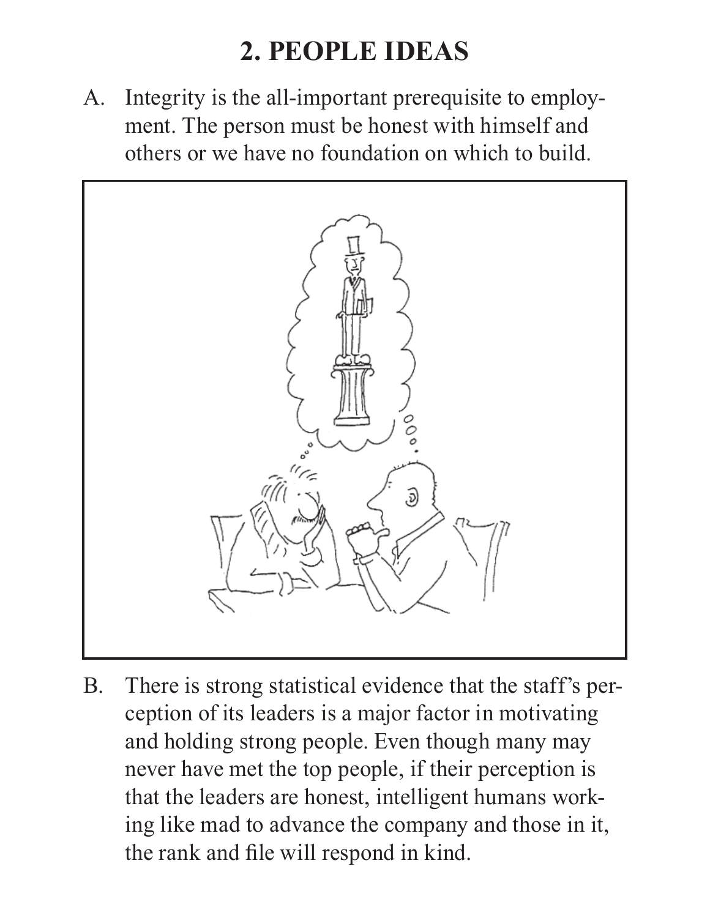## 2. PEOPLE IDEAS

A. Integrity is the all-important prerequisite to employment. The person must be honest with himself and others or we have no foundation on which to build.

B. There is strong statistical evidence that the staff's perception of its leaders is a major factor in motivating and holding strong people. Even though many may never have met the top people, if their perception is that the leaders are honest, intelligent humans working like mad to advance the company and those in it, the rank and file will respond in kind.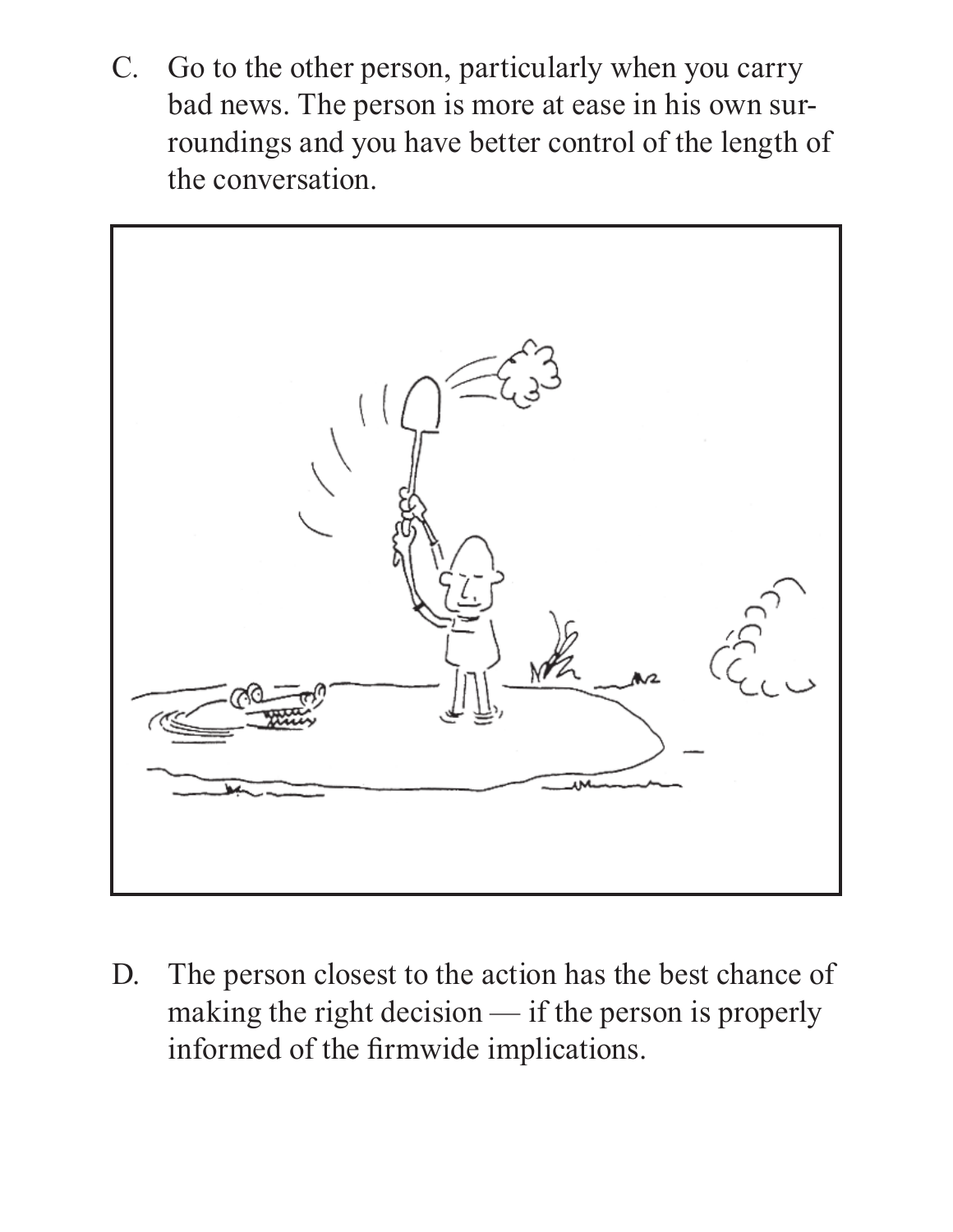C. Go to the other person, particularly when you carry bad news. The person is more at ease in his own surroundings and you have better control of the length of the conversation.

D. The person closest to the action has the best chance of making the right decision — if the person is properly informed of the firmwide implications.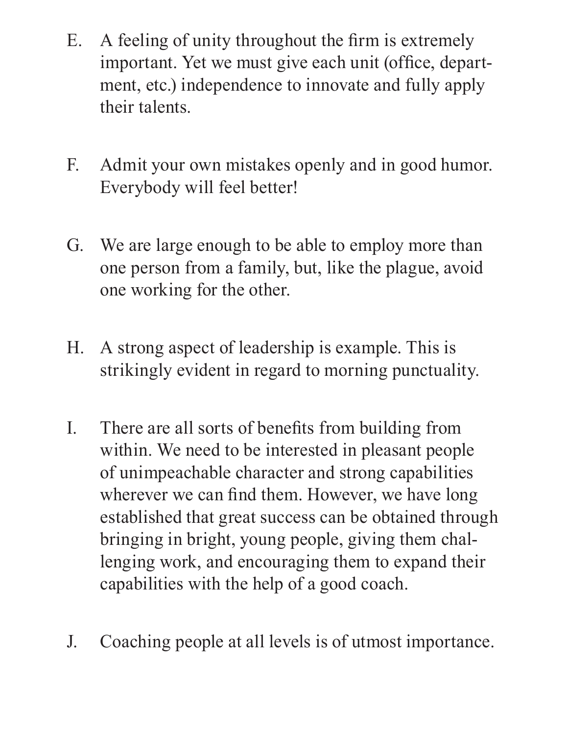E. A feeling of unity throughout the firm is extremely important. Yet we must give each unit (office, department, etc.) independence to innovate and fully apply their talents.

F. Admit your own mistakes openly and in good humor. Everybody will feel better!

G. We are large enough to be able to employ more than one person from a family, but, like the plague, avoid one working for the other.

H. A strong aspect of leadership is example. This is strikingly evident in regard to morning punctuality.

I. There are all sorts of benefits from building from within. We need to be interested in pleasant people of unimpeachable character and strong capabilities wherever we can find them. However, we have long established that great success can be obtained through bringing in bright, young people, giving them challenging work, and encouraging them to expand their capabilities with the help of a good coach.

J. Coaching people at all levels is of utmost importance.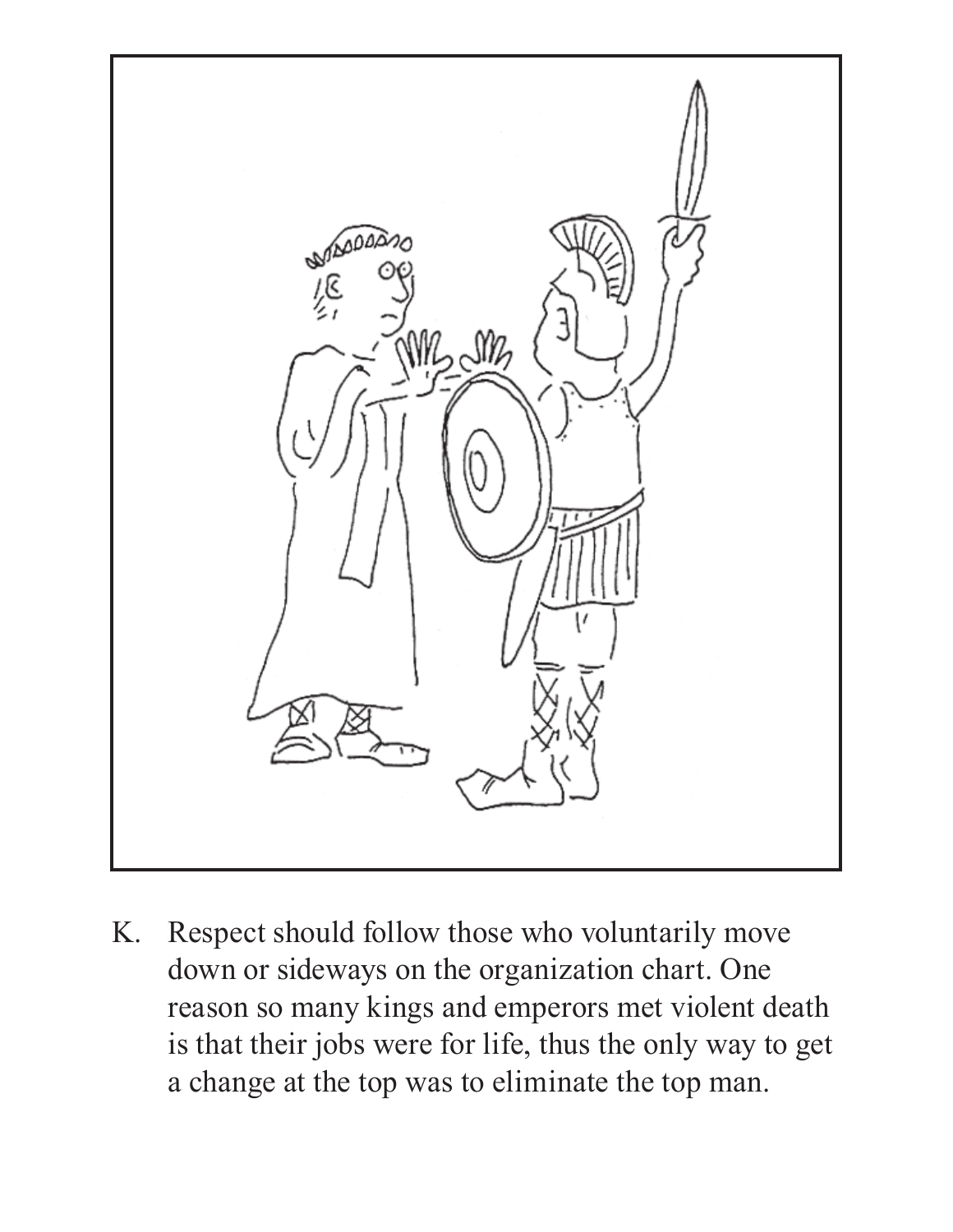K. Respect should follow those who voluntarily move down or sideways on the organization chart. One reason so many kings and emperors met violent death is that their jobs were for life, thus the only way to get a change at the top was to eliminate the top man.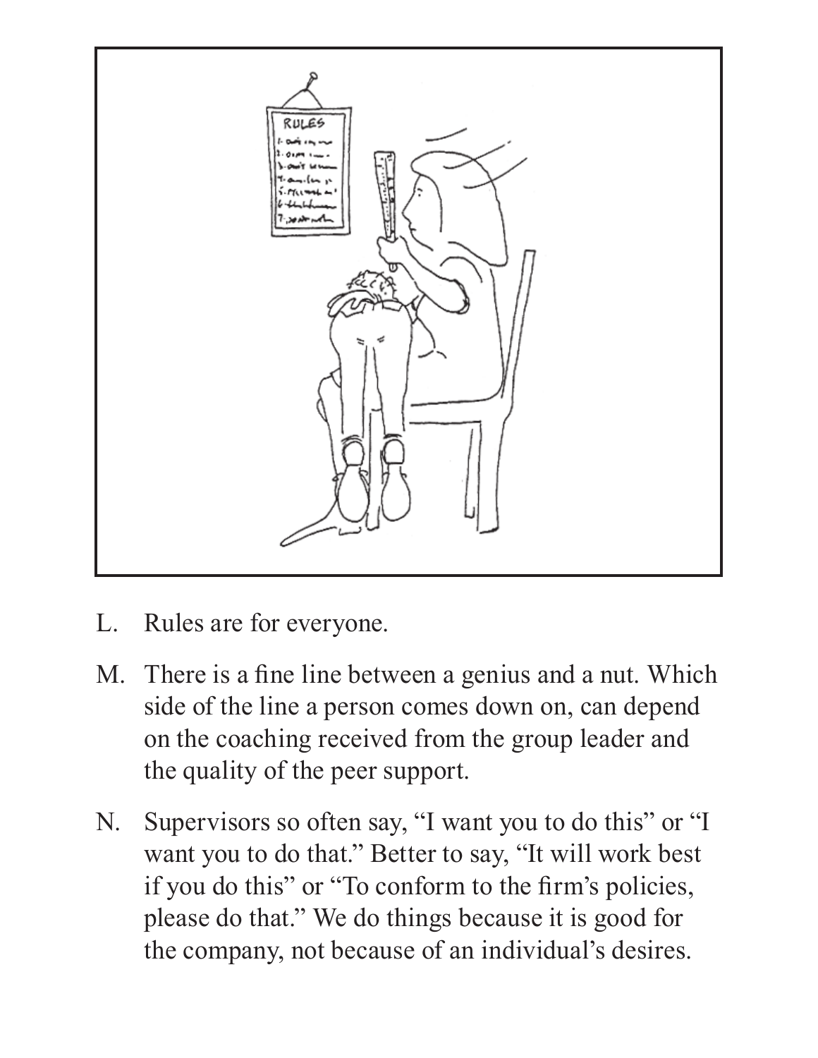L. Rules are for everyone.

M. There is a fine line between a genius and a nut. Which side of the line a person comes down on, can depend on the coaching received from the group leader and the quality of the peer support.

N. Supervisors so often say, "I want you to do this" or "I want you to do that." Better to say, "It will work best if you do this" or "To conform to the firm's policies, please do that." We do things because it is good for the company, not because of an individual's desires.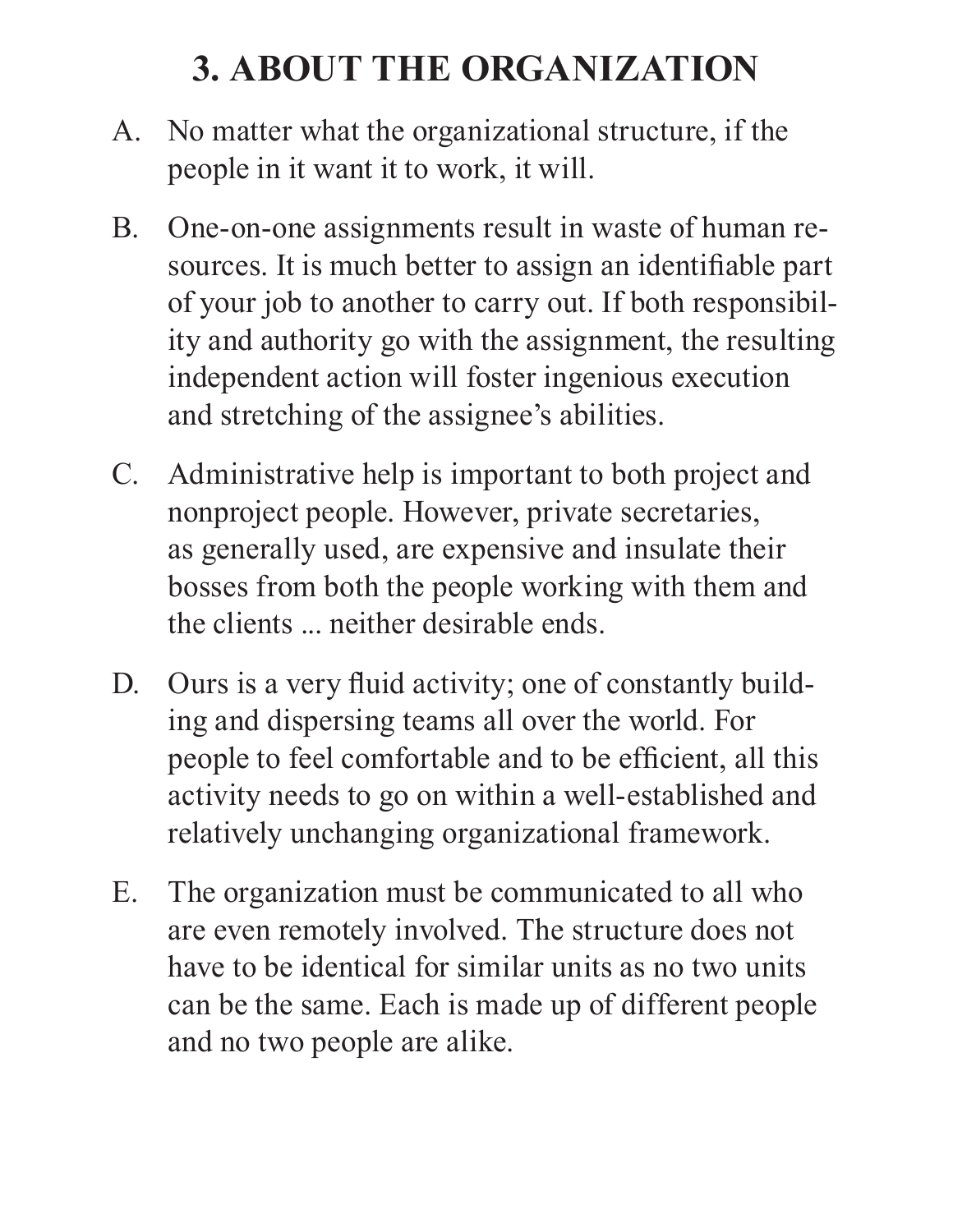# 3. ABOUT THE ORGANIZATION

A. No matter what the organizational structure, if the people in it want it to work, it will.

B. One-on-one assignments result in waste of human resources. It is much better to assign an identifiable part of your job to another to carry out. If both responsibility and authority go with the assignment, the resulting independent action will foster ingenious execution and stretching of the assignee's abilities.

C. Administrative help is important to both project and nonproject people. However, private secretaries, as generally used, are expensive and insulate their bosses from both the people working with them and the clients ... neither desirable ends.

D. Ours is a very fluid activity; one of constantly building and dispersing teams all over the world. For people to feel comfortable and to be efficient, all this activity needs to go on within a well-established and relatively unchanging organizational framework.

E. The organization must be communicated to all who are even remotely involved. The structure does not have to be identical for similar units as no two units can be the same. Each is made up of different people and no two people are alike.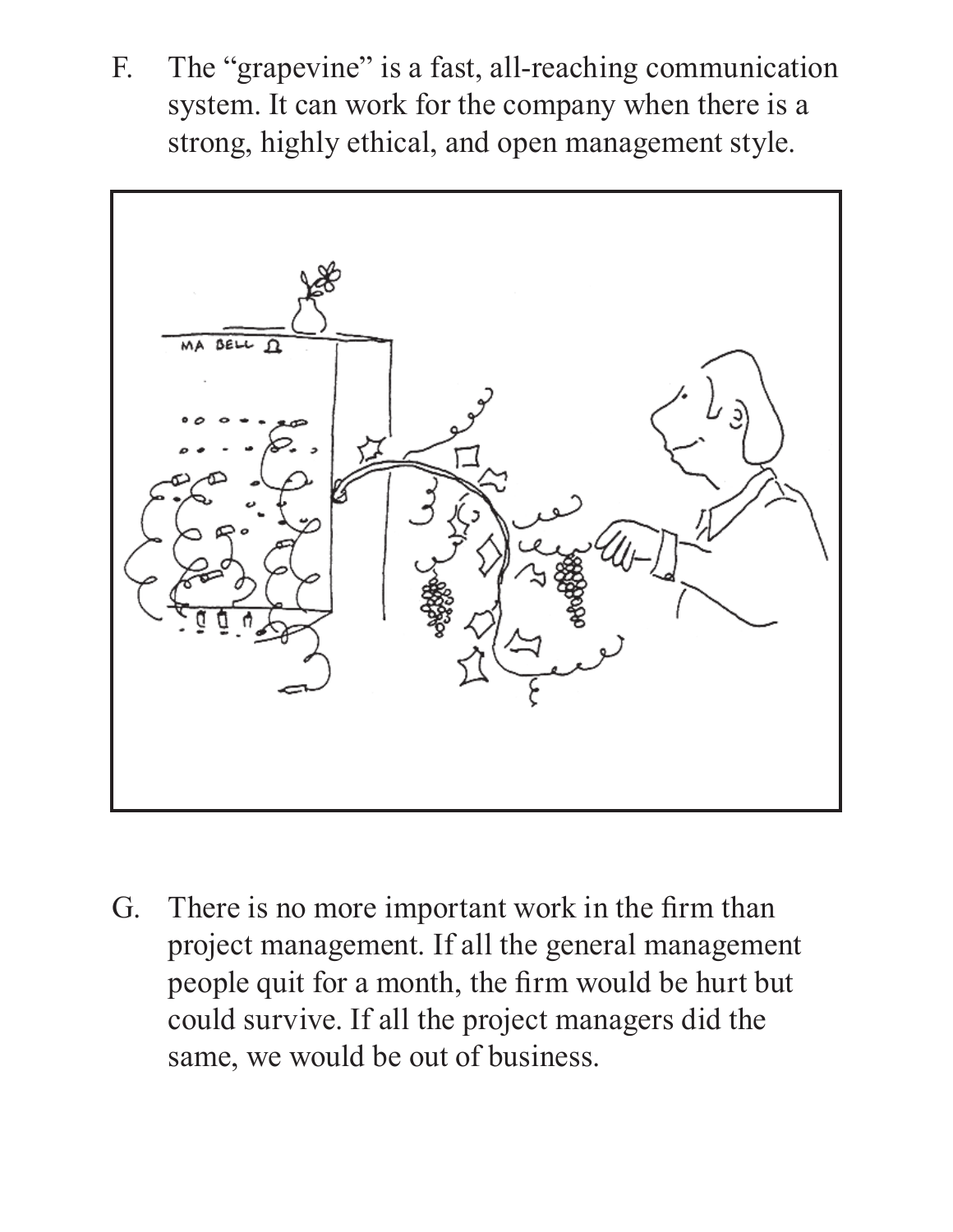F. The "grapevine" is a fast, all-reaching communication system. It can work for the company when there is a strong, highly ethical, and open management style.

G. There is no more important work in the firm than project management. If all the general management people quit for a month, the firm would be hurt but could survive. If all the project managers did the same, we would be out of business.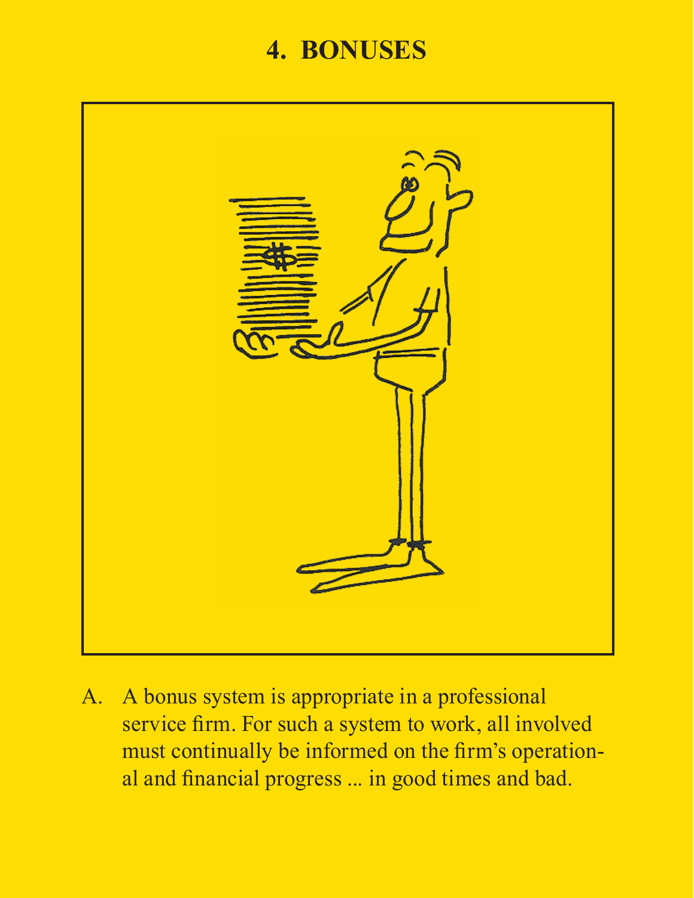# 4. BONUSES

A. A bonus system is appropriate in a professional service firm. For such a system to work, all involved must continually be informed on the firm's operational and financial progress ... in good times and bad.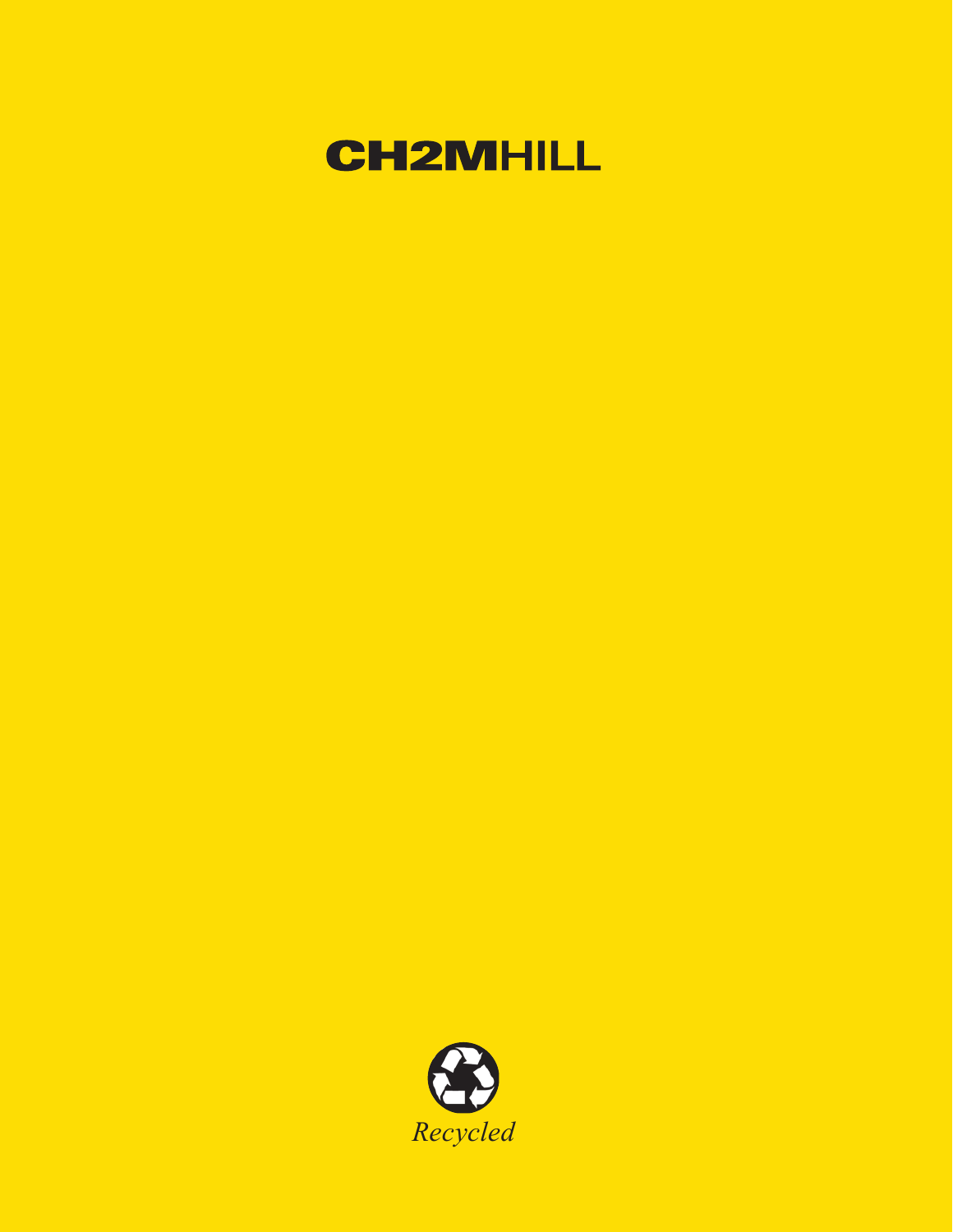CH2MHILL

*Recycled*